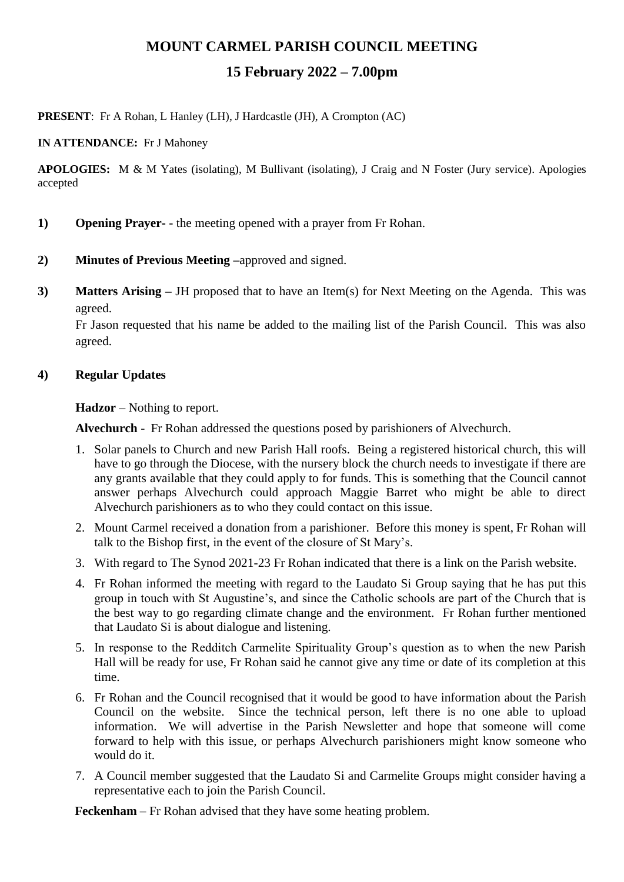# MOUNT CARMEL PARISH COUNCIL MEETING

## 15 February 2022 – 7.00pm

**PRESENT**: Fr A Rohan, L Hanley (LH), J Hardcastle (JH), A Crompton (AC)

**IN ATTENDANCE:** Fr J Mahoney

**APOLOGIES:** M & M Yates (isolating), M Bullivant (isolating), J Craig and N Foster (Jury service). Apologies accepted

1) **Opening Prayer**- - the meeting opened with a prayer from Fr Rohan.

2) **Minutes of Previous Meeting** –approved and signed.

3) **Matters Arising** – JH proposed that to have an Item(s) for Next Meeting on the Agenda. This was agreed.
Fr Jason requested that his name be added to the mailing list of the Parish Council. This was also agreed.

4) **Regular Updates**

**Hadzor** – Nothing to report.

**Alvechurch** - Fr Rohan addressed the questions posed by parishioners of Alvechurch.

1. Solar panels to Church and new Parish Hall roofs. Being a registered historical church, this will have to go through the Diocese, with the nursery block the church needs to investigate if there are any grants available that they could apply to for funds. This is something that the Council cannot answer perhaps Alvechurch could approach Maggie Barret who might be able to direct Alvechurch parishioners as to who they could contact on this issue.
2. Mount Carmel received a donation from a parishioner. Before this money is spent, Fr Rohan will talk to the Bishop first, in the event of the closure of St Mary's.
3. With regard to The Synod 2021-23 Fr Rohan indicated that there is a link on the Parish website.
4. Fr Rohan informed the meeting with regard to the Laudato Si Group saying that he has put this group in touch with St Augustine's, and since the Catholic schools are part of the Church that is the best way to go regarding climate change and the environment. Fr Rohan further mentioned that Laudato Si is about dialogue and listening.
5. In response to the Redditch Carmelite Spirituality Group's question as to when the new Parish Hall will be ready for use, Fr Rohan said he cannot give any time or date of its completion at this time.
6. Fr Rohan and the Council recognised that it would be good to have information about the Parish Council on the website. Since the technical person, left there is no one able to upload information. We will advertise in the Parish Newsletter and hope that someone will come forward to help with this issue, or perhaps Alvechurch parishioners might know someone who would do it.
7. A Council member suggested that the Laudato Si and Carmelite Groups might consider having a representative each to join the Parish Council.

**Feckenham** – Fr Rohan advised that they have some heating problem.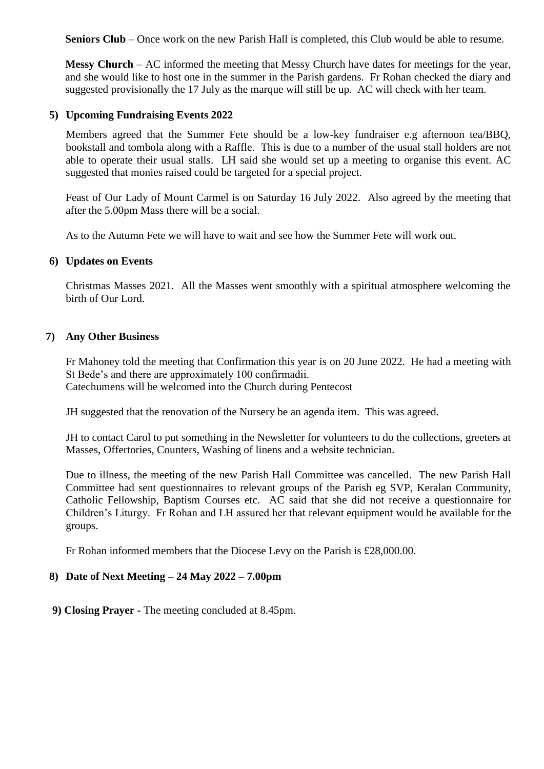**Seniors Club** – Once work on the new Parish Hall is completed, this Club would be able to resume.

**Messy Church** – AC informed the meeting that Messy Church have dates for meetings for the year, and she would like to host one in the summer in the Parish gardens. Fr Rohan checked the diary and suggested provisionally the 17 July as the marque will still be up. AC will check with her team.

5) **Upcoming Fundraising Events 2022**

Members agreed that the Summer Fete should be a low-key fundraiser e.g afternoon tea/BBQ, bookstall and tombola along with a Raffle. This is due to a number of the usual stall holders are not able to operate their usual stalls. LH said she would set up a meeting to organise this event. AC suggested that monies raised could be targeted for a special project.

Feast of Our Lady of Mount Carmel is on Saturday 16 July 2022. Also agreed by the meeting that after the 5.00pm Mass there will be a social.

As to the Autumn Fete we will have to wait and see how the Summer Fete will work out.

6) **Updates on Events**

Christmas Masses 2021. All the Masses went smoothly with a spiritual atmosphere welcoming the birth of Our Lord.

7) **Any Other Business**

Fr Mahoney told the meeting that Confirmation this year is on 20 June 2022. He had a meeting with St Bede's and there are approximately 100 confirmadii.
Catechumens will be welcomed into the Church during Pentecost

JH suggested that the renovation of the Nursery be an agenda item. This was agreed.

JH to contact Carol to put something in the Newsletter for volunteers to do the collections, greeters at Masses, Offertories, Counters, Washing of linens and a website technician.

Due to illness, the meeting of the new Parish Hall Committee was cancelled. The new Parish Hall Committee had sent questionnaires to relevant groups of the Parish eg SVP, Keralan Community, Catholic Fellowship, Baptism Courses etc. AC said that she did not receive a questionnaire for Children's Liturgy. Fr Rohan and LH assured her that relevant equipment would be available for the groups.

Fr Rohan informed members that the Diocese Levy on the Parish is £28,000.00.

8) **Date of Next Meeting – 24 May 2022 – 7.00pm**

9) **Closing Prayer -** The meeting concluded at 8.45pm.